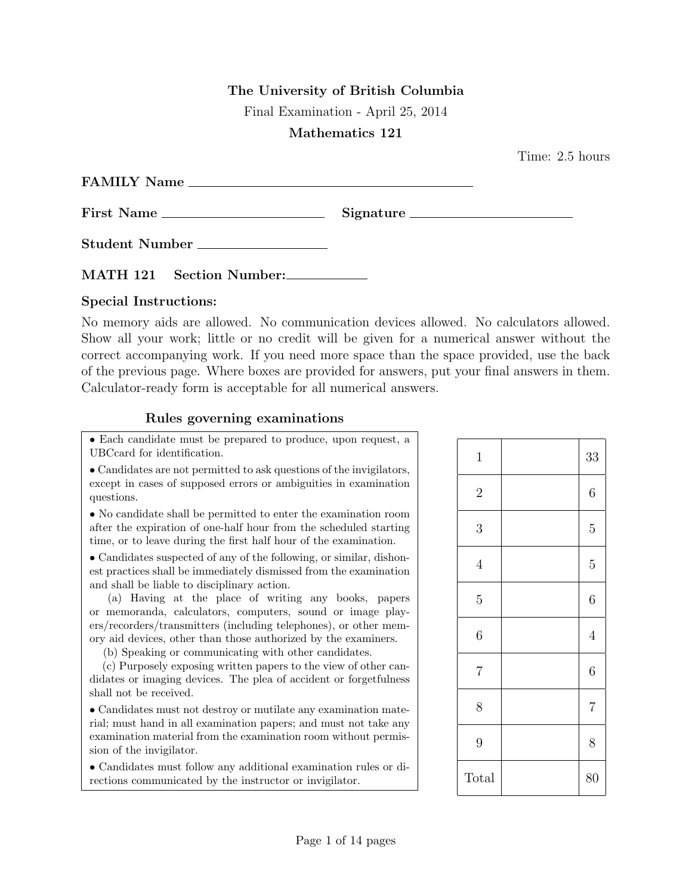**The University of British Columbia**

Final Examination - April 25, 2014

**Mathematics 121**

Time: 2.5 hours

**FAMILY Name** ______________________________

**First Name** ____________________ **Signature** ____________________

**Student Number** ________________

**MATH 121 Section Number:** __________

### Special Instructions:

No memory aids are allowed. No communication devices allowed. No calculators allowed. Show all your work; little or no credit will be given for a numerical answer without the correct accompanying work. If you need more space than the space provided, use the back of the previous page. Where boxes are provided for answers, put your final answers in them. Calculator-ready form is acceptable for all numerical answers.

### Rules governing examinations

- Each candidate must be prepared to produce, upon request, a UBCcard for identification.
- Candidates are not permitted to ask questions of the invigilators, except in cases of supposed errors or ambiguities in examination questions.
- No candidate shall be permitted to enter the examination room after the expiration of one-half hour from the scheduled starting time, or to leave during the first half hour of the examination.
- Candidates suspected of any of the following, or similar, dishonest practices shall be immediately dismissed from the examination and shall be liable to disciplinary action.
  - (a) Having at the place of writing any books, papers or memoranda, calculators, computers, sound or image players/recorders/transmitters (including telephones), or other memory aid devices, other than those authorized by the examiners.
  - (b) Speaking or communicating with other candidates.
  - (c) Purposely exposing written papers to the view of other candidates or imaging devices. The plea of accident or forgetfulness shall not be received.
- Candidates must not destroy or mutilate any examination material; must hand in all examination papers; and must not take any examination material from the examination room without permission of the invigilator.
- Candidates must follow any additional examination rules or directions communicated by the instructor or invigilator.

| Question | Score | Max |
|---|---|---|
| 1 | | 33 |
| 2 | | 6 |
| 3 | | 5 |
| 4 | | 5 |
| 5 | | 6 |
| 6 | | 4 |
| 7 | | 6 |
| 8 | | 7 |
| 9 | | 8 |
| Total | | 80 |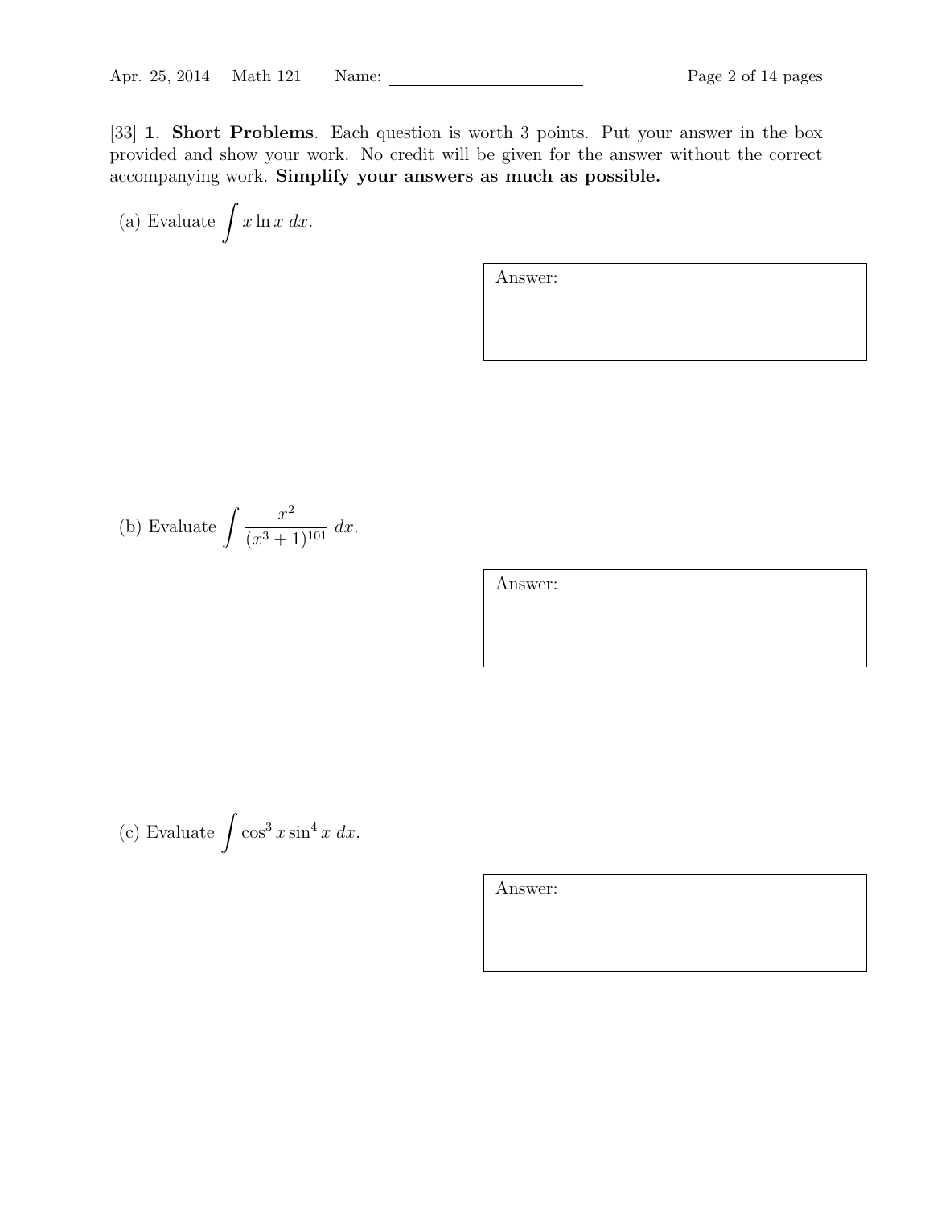[33] **1**. **Short Problems**. Each question is worth 3 points. Put your answer in the box provided and show your work. No credit will be given for the answer without the correct accompanying work. **Simplify your answers as much as possible.**

(a) Evaluate $\int x \ln x \, dx$.

Answer:

(b) Evaluate $\int \frac{x^2}{(x^3+1)^{101}} \, dx$.

Answer:

(c) Evaluate $\int \cos^3 x \sin^4 x \, dx$.

Answer: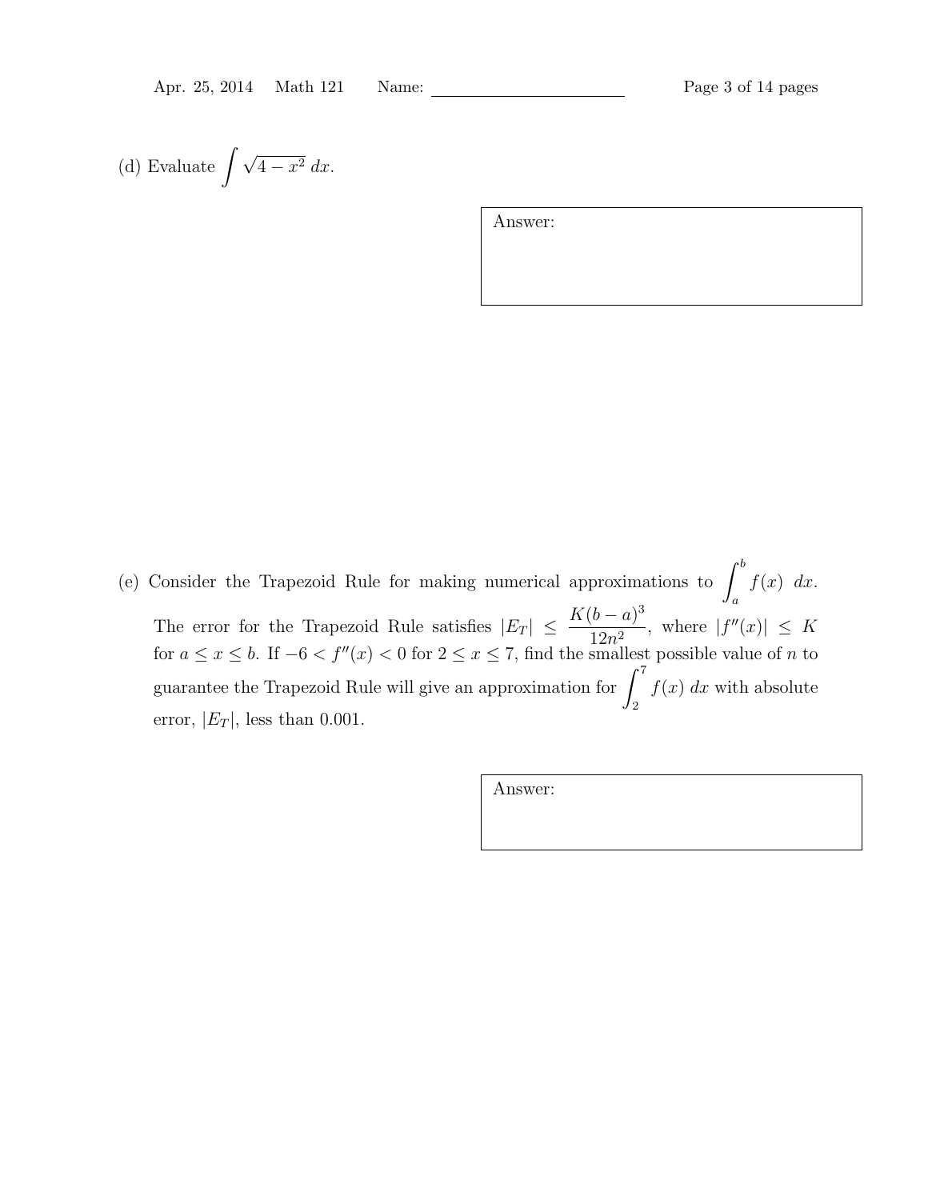(d) Evaluate $\int \sqrt{4-x^2}\,dx$.

Answer:

(e) Consider the Trapezoid Rule for making numerical approximations to $\int_a^b f(x)\;dx$. The error for the Trapezoid Rule satisfies $|E_T| \le \dfrac{K(b-a)^3}{12n^2}$, where $|f''(x)| \le K$ for $a \le x \le b$. If $-6 < f''(x) < 0$ for $2 \le x \le 7$, find the smallest possible value of $n$ to guarantee the Trapezoid Rule will give an approximation for $\int_2^7 f(x)\,dx$ with absolute error, $|E_T|$, less than 0.001.

Answer: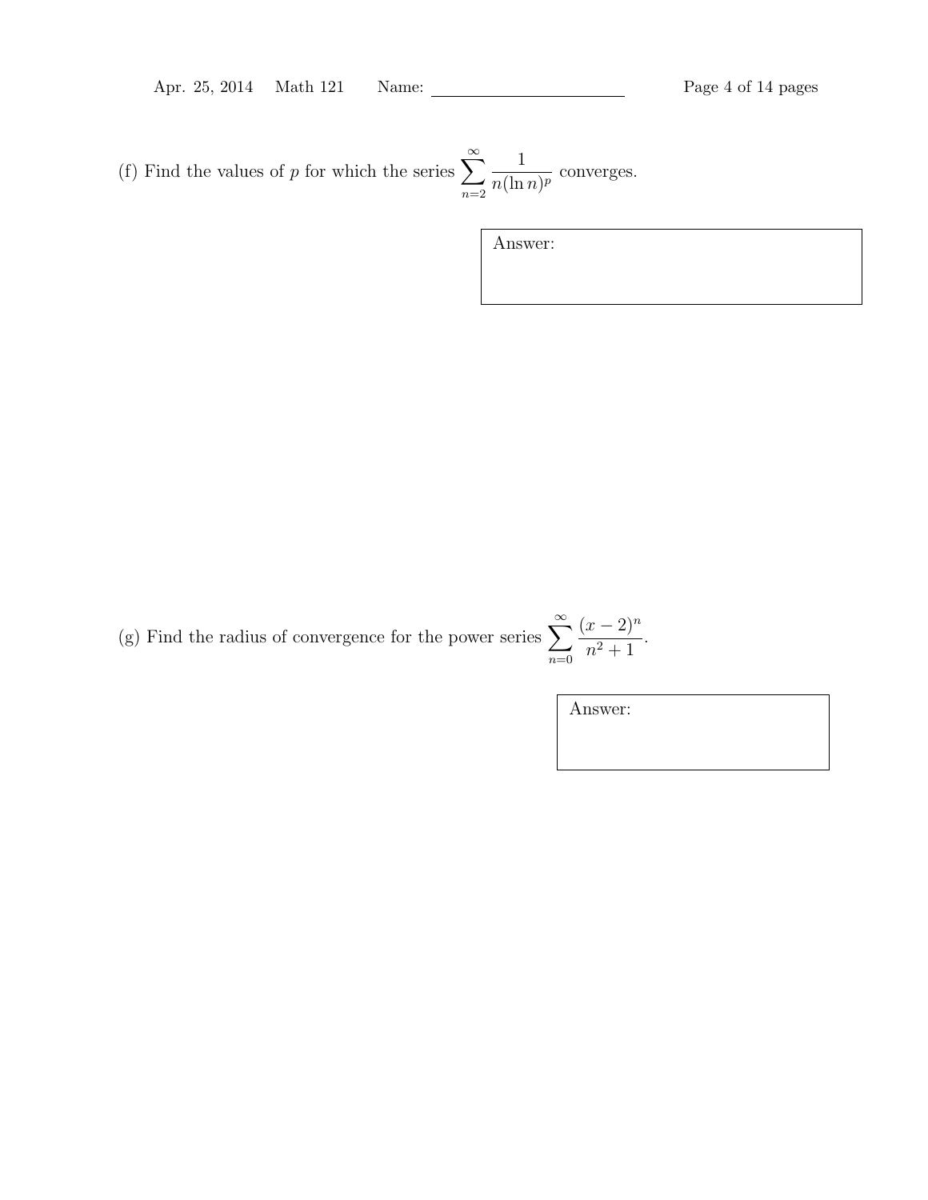(f) Find the values of $p$ for which the series $\displaystyle\sum_{n=2}^{\infty} \frac{1}{n(\ln n)^p}$ converges.

Answer:

(g) Find the radius of convergence for the power series $\displaystyle\sum_{n=0}^{\infty} \frac{(x-2)^n}{n^2+1}$.

Answer: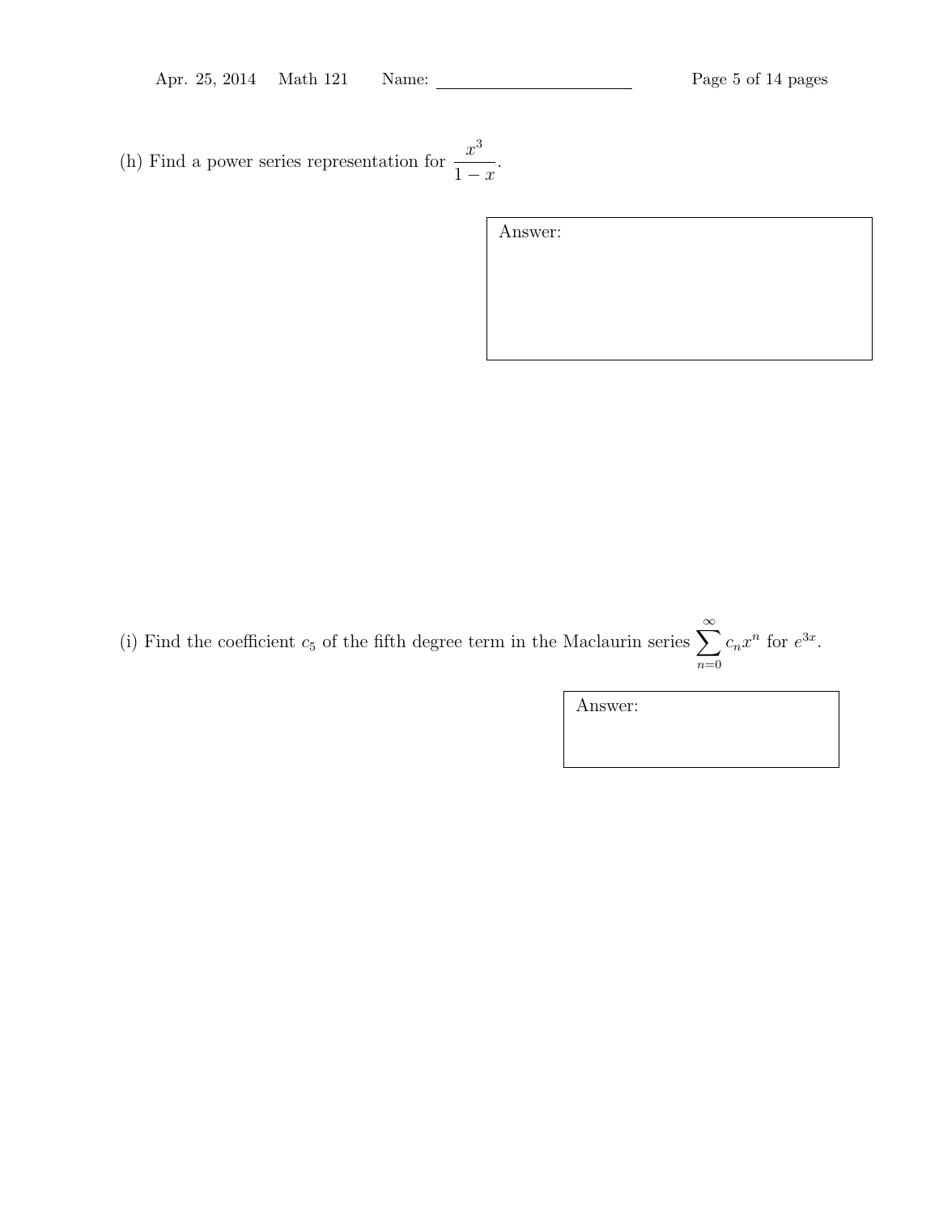(h) Find a power series representation for $\dfrac{x^3}{1-x}$.

Answer:

(i) Find the coefficient $c_5$ of the fifth degree term in the Maclaurin series $\sum_{n=0}^{\infty} c_n x^n$ for $e^{3x}$.

Answer: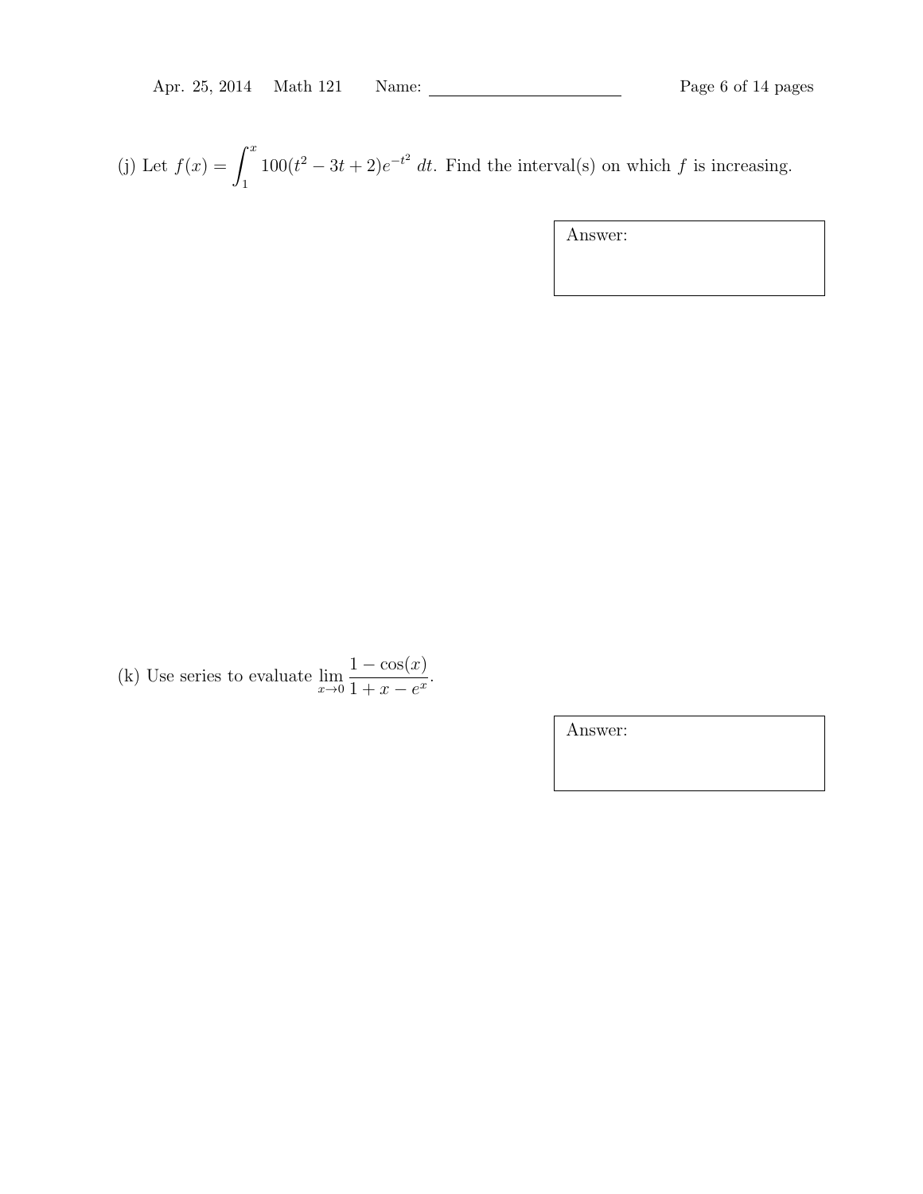(j) Let $f(x) = \int_1^x 100(t^2 - 3t + 2)e^{-t^2}\, dt$. Find the interval(s) on which $f$ is increasing.

Answer:

(k) Use series to evaluate $\lim_{x \to 0} \frac{1 - \cos(x)}{1 + x - e^x}$.

Answer: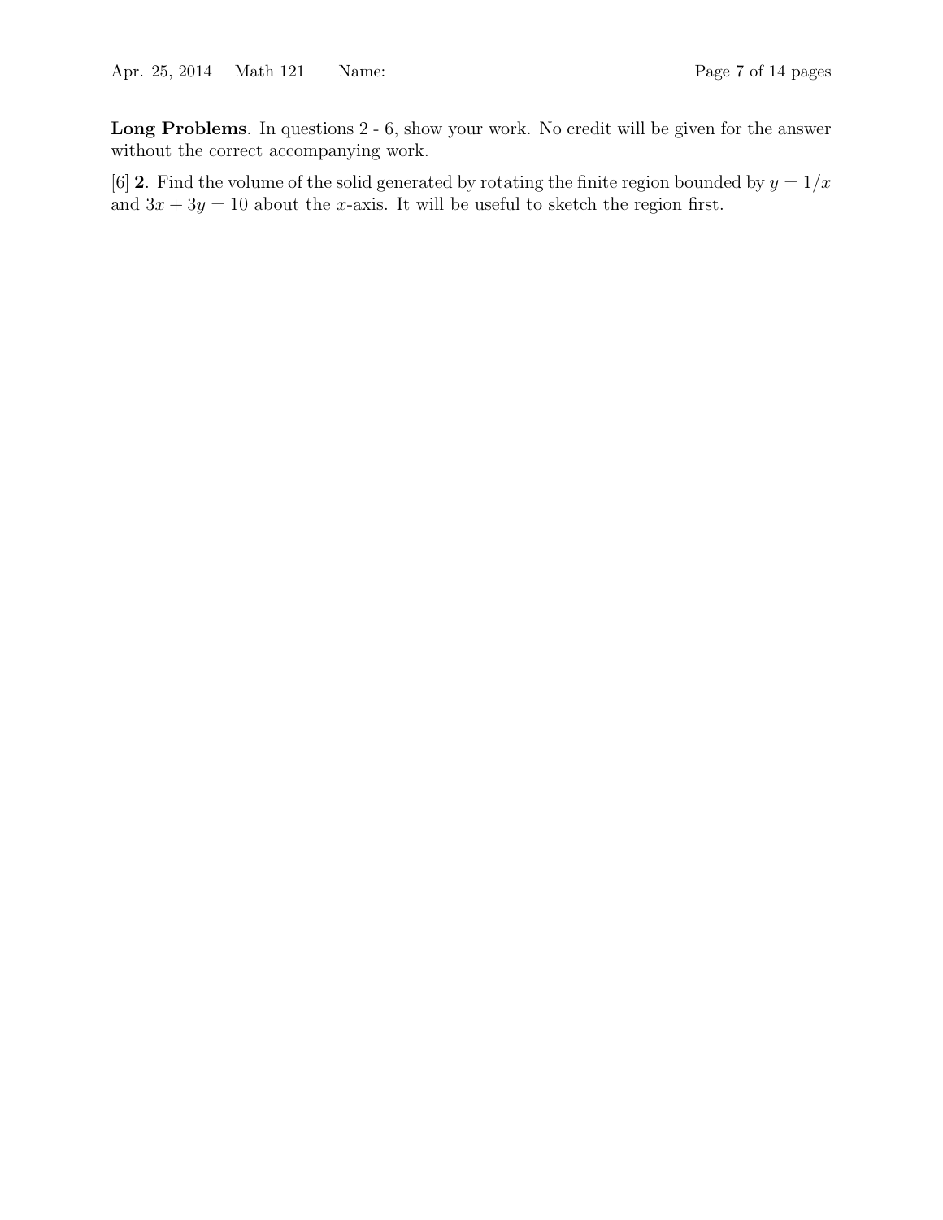**Long Problems**. In questions 2 - 6, show your work. No credit will be given for the answer without the correct accompanying work.

[6] **2**. Find the volume of the solid generated by rotating the finite region bounded by $y = 1/x$ and $3x + 3y = 10$ about the $x$-axis. It will be useful to sketch the region first.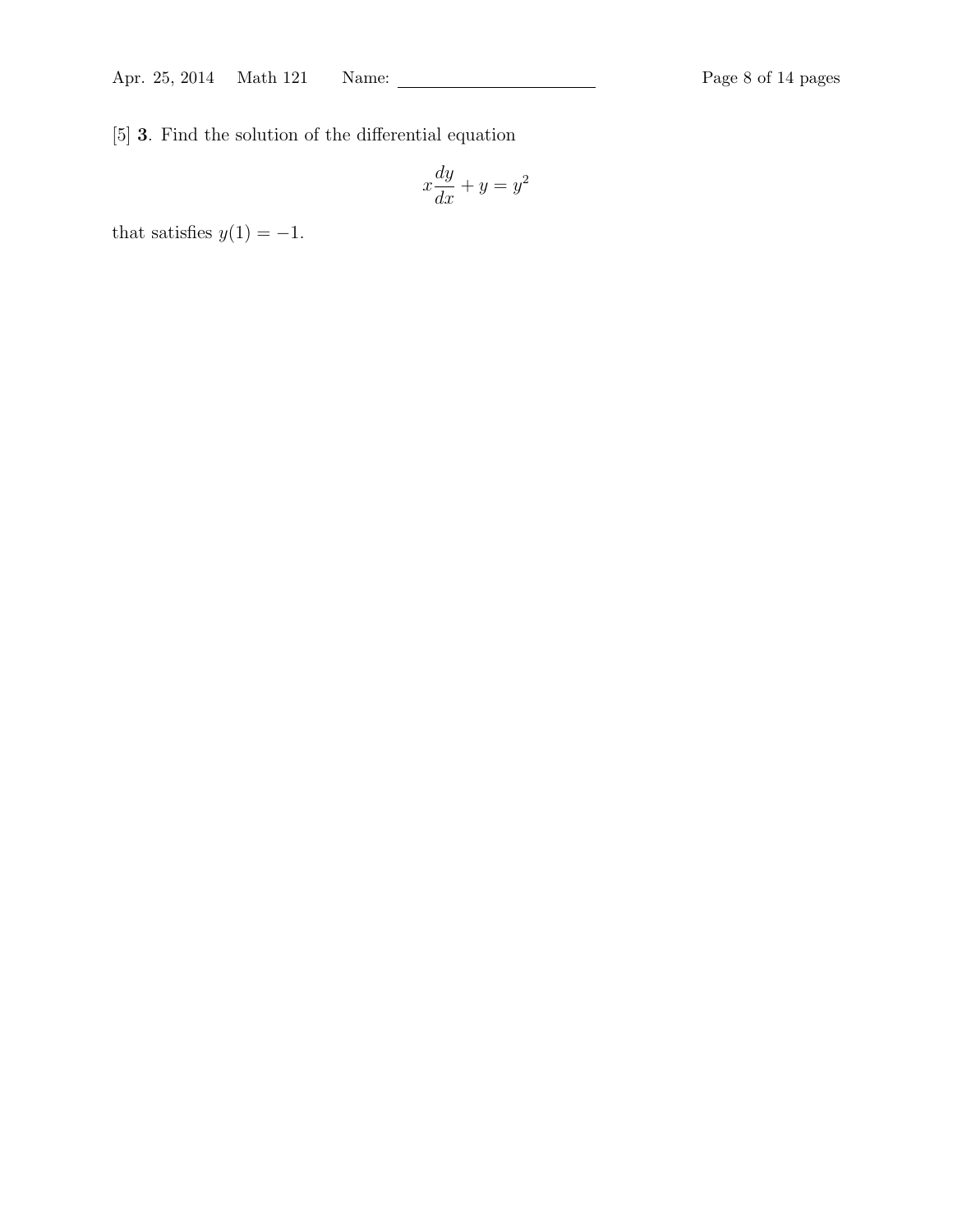[5] **3**. Find the solution of the differential equation

$$x\frac{dy}{dx} + y = y^2$$

that satisfies $y(1) = -1$.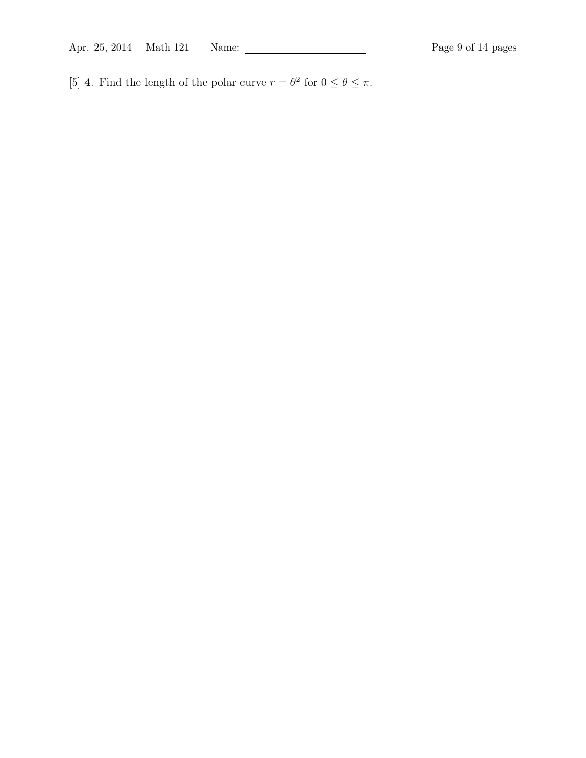[5] **4**. Find the length of the polar curve $r = \theta^2$ for $0 \leq \theta \leq \pi$.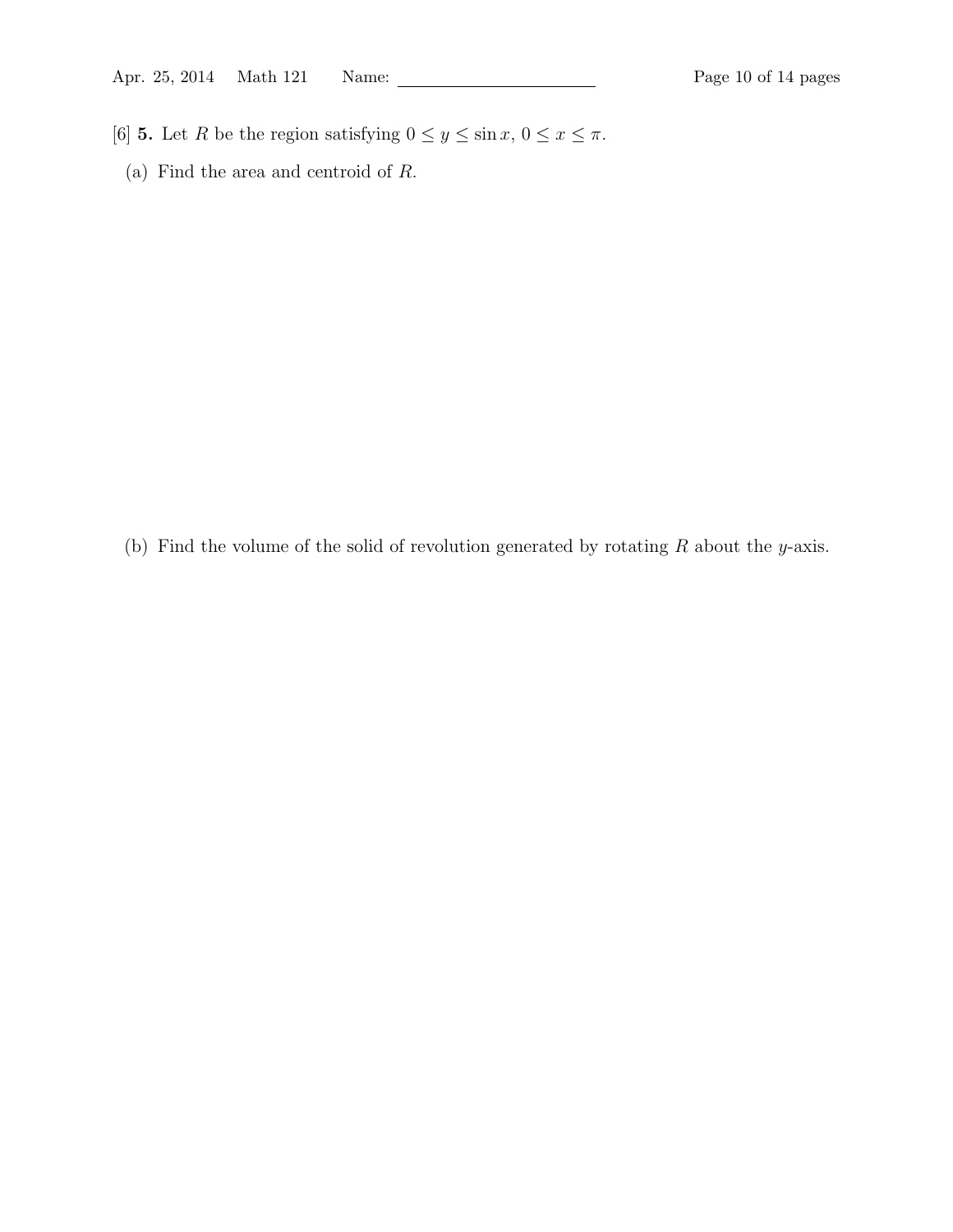[6] **5.** Let $R$ be the region satisfying $0 \leq y \leq \sin x$, $0 \leq x \leq \pi$.

(a) Find the area and centroid of $R$.

(b) Find the volume of the solid of revolution generated by rotating $R$ about the $y$-axis.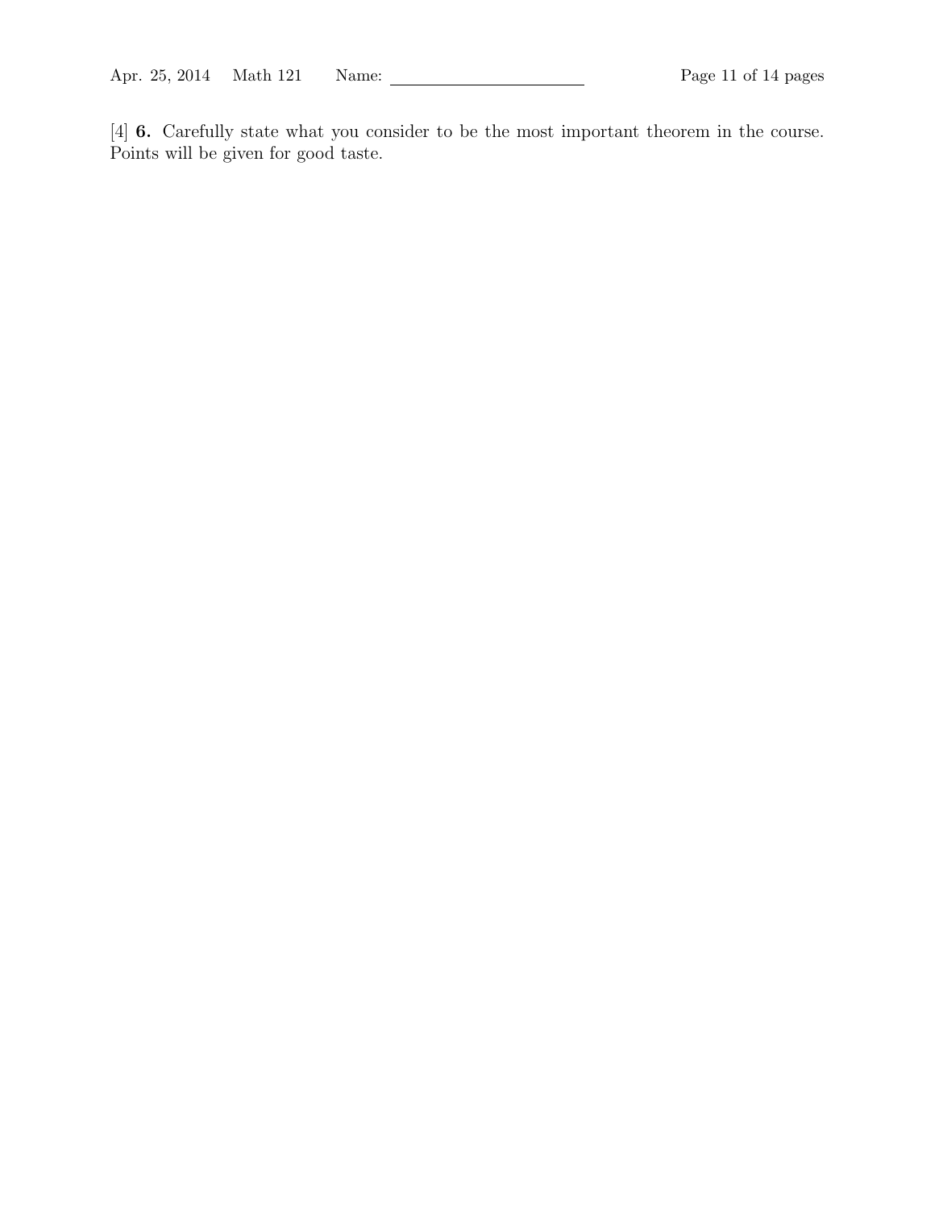[4] **6.** Carefully state what you consider to be the most important theorem in the course. Points will be given for good taste.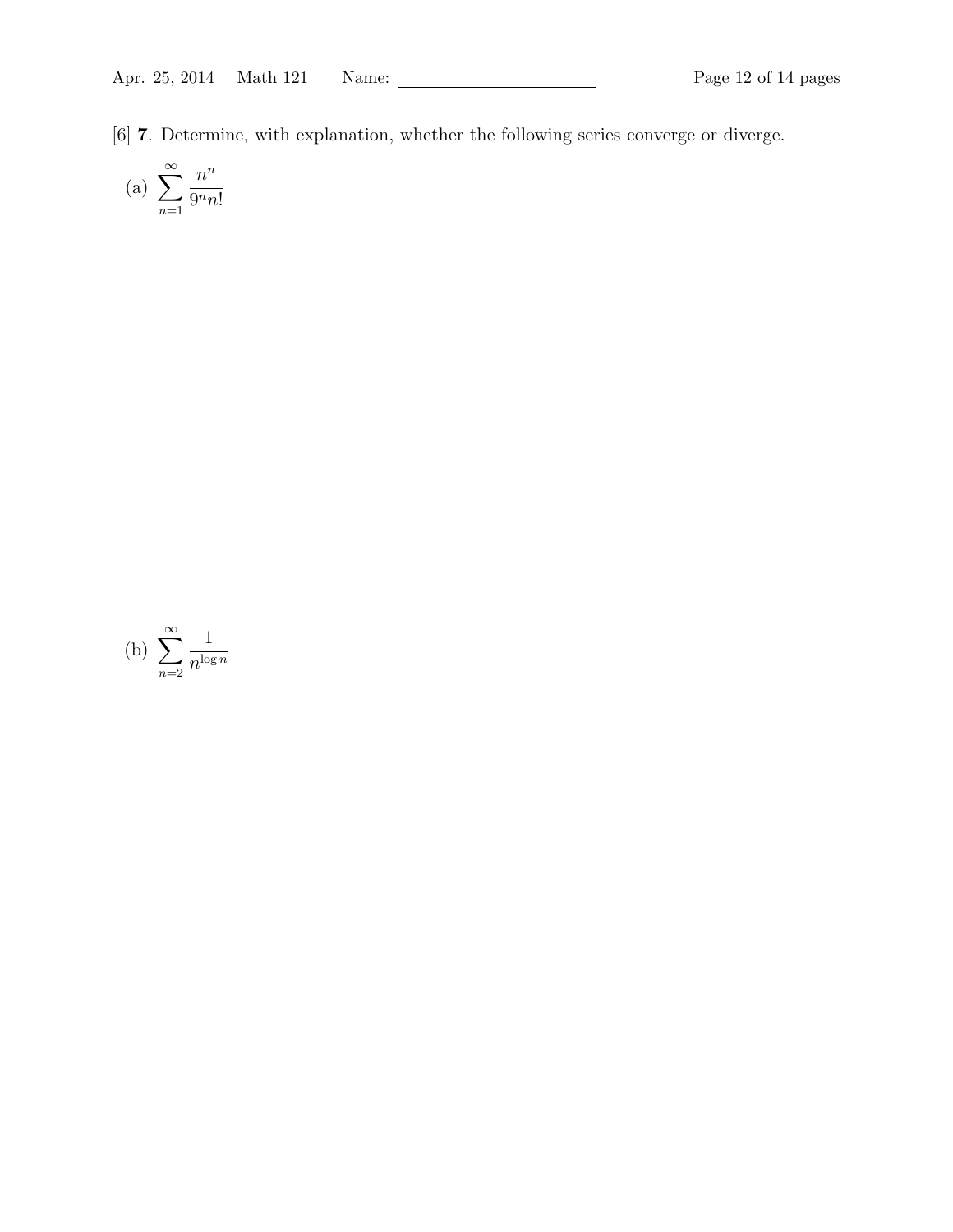[6] **7**. Determine, with explanation, whether the following series converge or diverge.

(a) $\displaystyle\sum_{n=1}^{\infty} \frac{n^n}{9^n n!}$

(b) $\displaystyle\sum_{n=2}^{\infty} \frac{1}{n^{\log n}}$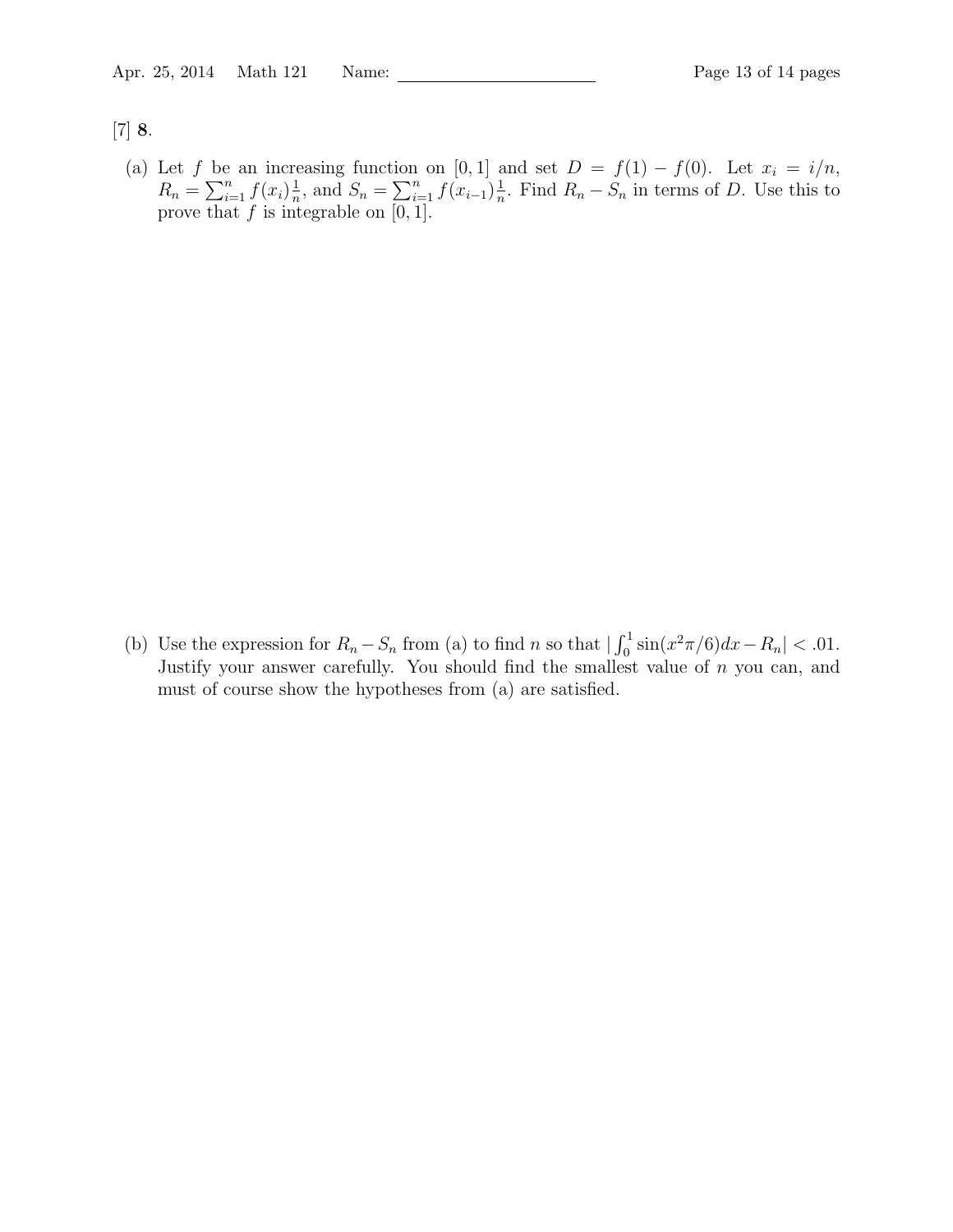[7] **8**.

(a) Let $f$ be an increasing function on $[0,1]$ and set $D = f(1) - f(0)$. Let $x_i = i/n$, $R_n = \sum_{i=1}^{n} f(x_i)\frac{1}{n}$, and $S_n = \sum_{i=1}^{n} f(x_{i-1})\frac{1}{n}$. Find $R_n - S_n$ in terms of $D$. Use this to prove that $f$ is integrable on $[0,1]$.

(b) Use the expression for $R_n - S_n$ from (a) to find $n$ so that $|\int_0^1 \sin(x^2\pi/6)dx - R_n| < .01$. Justify your answer carefully. You should find the smallest value of $n$ you can, and must of course show the hypotheses from (a) are satisfied.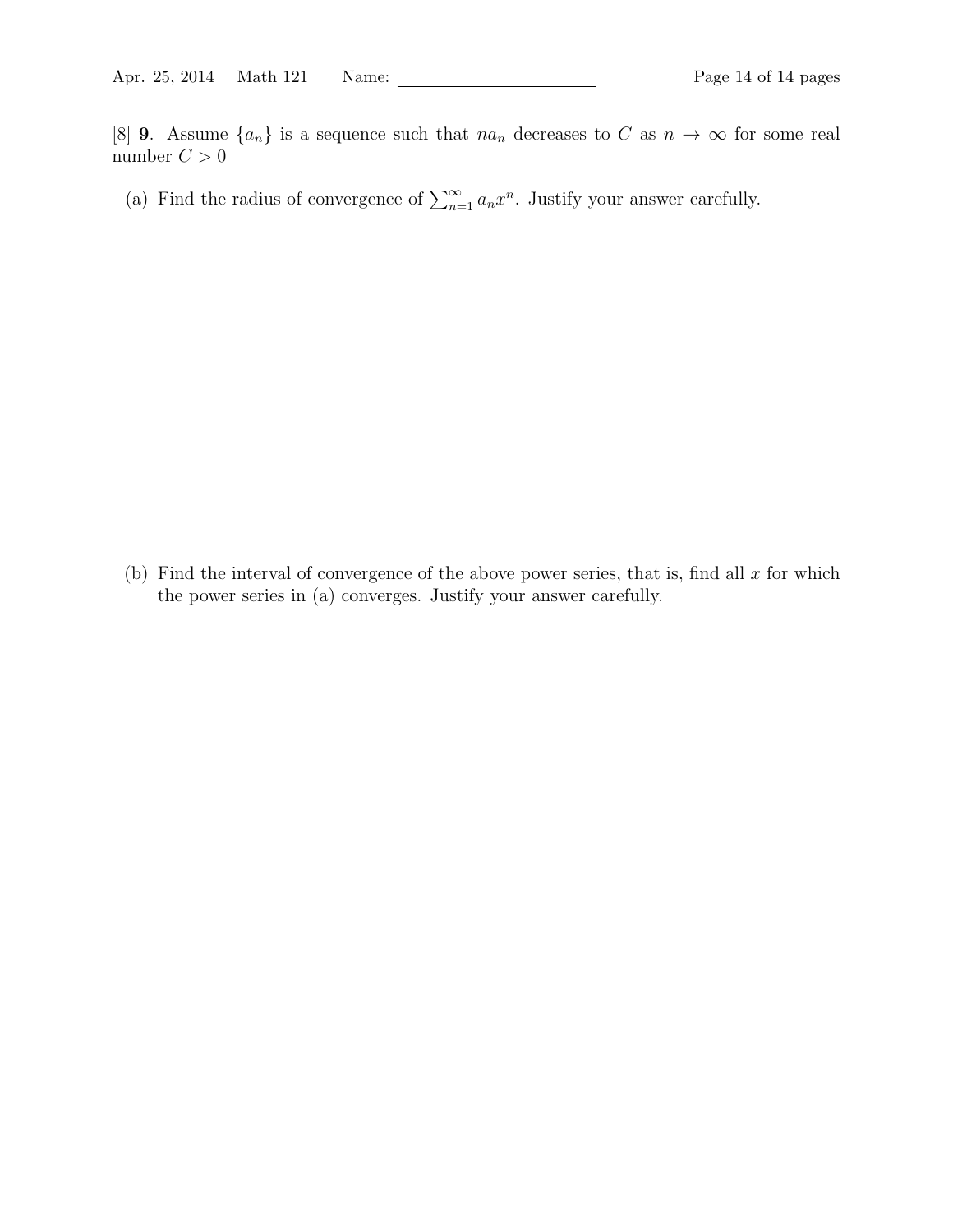[8] **9**. Assume $\{a_n\}$ is a sequence such that $na_n$ decreases to $C$ as $n \to \infty$ for some real number $C > 0$

(a) Find the radius of convergence of $\sum_{n=1}^{\infty} a_n x^n$. Justify your answer carefully.

(b) Find the interval of convergence of the above power series, that is, find all $x$ for which the power series in (a) converges. Justify your answer carefully.